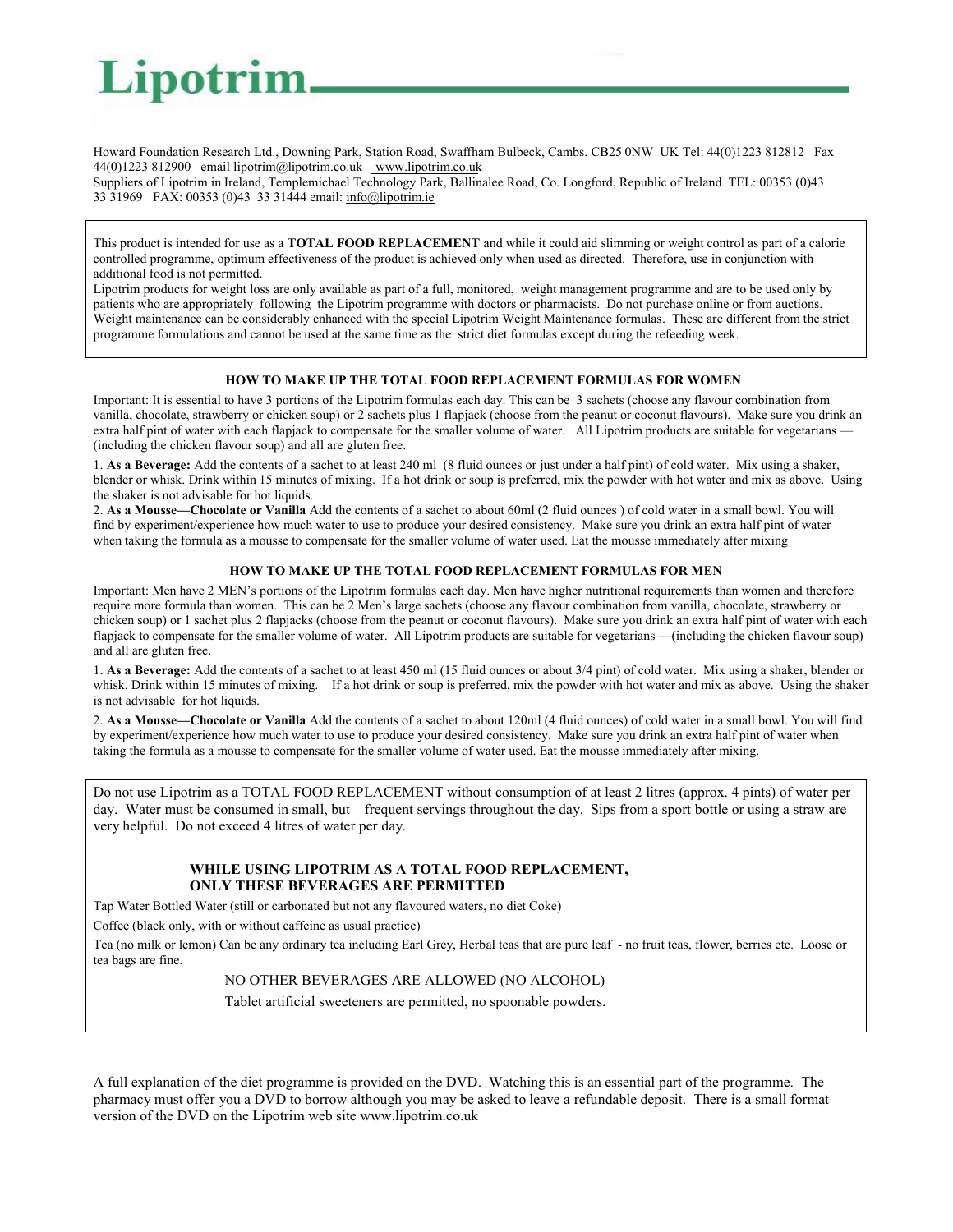# Lipotrim

Howard Foundation Research Ltd., Downing Park, Station Road, Swaffham Bulbeck, Cambs. CB25 0NW UK Tel: 44(0)1223 812812 Fax 44(0)1223 812900 email lipotrim@lipotrim.co.uk www.lipotrim.co.uk

Suppliers of Lipotrim in Ireland, Templemichael Technology Park, Ballinalee Road, Co. Longford, Republic of Ireland TEL: 00353 (0)43 33 31969 FAX: 00353 (0)43 33 31444 email: info@lipotrim.ie

This product is intended for use as a **TOTAL FOOD REPLACEMENT** and while it could aid slimming or weight control as part of a calorie controlled programme, optimum effectiveness of the product is achieved only when used as directed. Therefore, use in conjunction with additional food is not permitted.

Lipotrim products for weight loss are only available as part of a full, monitored, weight management programme and are to be used only by patients who are appropriately following the Lipotrim programme with doctors or pharmacists. Do not purchase online or from auctions. Weight maintenance can be considerably enhanced with the special Lipotrim Weight Maintenance formulas. These are different from the strict programme formulations and cannot be used at the same time as the strict diet formulas except during the refeeding week.

### HOW TO MAKE UP THE TOTAL FOOD REPLACEMENT FORMULAS FOR WOMEN

Important: It is essential to have 3 portions of the Lipotrim formulas each day. This can be 3 sachets (choose any flavour combination from vanilla, chocolate, strawberry or chicken soup) or 2 sachets plus 1 flapjack (choose from the peanut or coconut flavours). Make sure you drink an extra half pint of water with each flapjack to compensate for the smaller volume of water. All Lipotrim products are suitable for vegetarians —(including the chicken flavour soup) and all are gluten free.

1. **As a Beverage:** Add the contents of a sachet to at least 240 ml (8 fluid ounces or just under a half pint) of cold water. Mix using a shaker, blender or whisk. Drink within 15 minutes of mixing. If a hot drink or soup is preferred, mix the powder with hot water and mix as above. Using the shaker is not advisable for hot liquids.
2. **As a Mousse—Chocolate or Vanilla** Add the contents of a sachet to about 60ml (2 fluid ounces ) of cold water in a small bowl. You will find by experiment/experience how much water to use to produce your desired consistency. Make sure you drink an extra half pint of water when taking the formula as a mousse to compensate for the smaller volume of water used. Eat the mousse immediately after mixing

### HOW TO MAKE UP THE TOTAL FOOD REPLACEMENT FORMULAS FOR MEN

Important: Men have 2 MEN's portions of the Lipotrim formulas each day. Men have higher nutritional requirements than women and therefore require more formula than women. This can be 2 Men's large sachets (choose any flavour combination from vanilla, chocolate, strawberry or chicken soup) or 1 sachet plus 2 flapjacks (choose from the peanut or coconut flavours). Make sure you drink an extra half pint of water with each flapjack to compensate for the smaller volume of water. All Lipotrim products are suitable for vegetarians —(including the chicken flavour soup) and all are gluten free.

1. **As a Beverage:** Add the contents of a sachet to at least 450 ml (15 fluid ounces or about 3/4 pint) of cold water. Mix using a shaker, blender or whisk. Drink within 15 minutes of mixing. If a hot drink or soup is preferred, mix the powder with hot water and mix as above. Using the shaker is not advisable for hot liquids.
2. **As a Mousse—Chocolate or Vanilla** Add the contents of a sachet to about 120ml (4 fluid ounces) of cold water in a small bowl. You will find by experiment/experience how much water to use to produce your desired consistency. Make sure you drink an extra half pint of water when taking the formula as a mousse to compensate for the smaller volume of water used. Eat the mousse immediately after mixing.

Do not use Lipotrim as a TOTAL FOOD REPLACEMENT without consumption of at least 2 litres (approx. 4 pints) of water per day. Water must be consumed in small, but frequent servings throughout the day. Sips from a sport bottle or using a straw are very helpful. Do not exceed 4 litres of water per day.

### WHILE USING LIPOTRIM AS A TOTAL FOOD REPLACEMENT, ONLY THESE BEVERAGES ARE PERMITTED

Tap Water Bottled Water (still or carbonated but not any flavoured waters, no diet Coke)

Coffee (black only, with or without caffeine as usual practice)

Tea (no milk or lemon) Can be any ordinary tea including Earl Grey, Herbal teas that are pure leaf - no fruit teas, flower, berries etc. Loose or tea bags are fine.

NO OTHER BEVERAGES ARE ALLOWED (NO ALCOHOL)

Tablet artificial sweeteners are permitted, no spoonable powders.

A full explanation of the diet programme is provided on the DVD. Watching this is an essential part of the programme. The pharmacy must offer you a DVD to borrow although you may be asked to leave a refundable deposit. There is a small format version of the DVD on the Lipotrim web site www.lipotrim.co.uk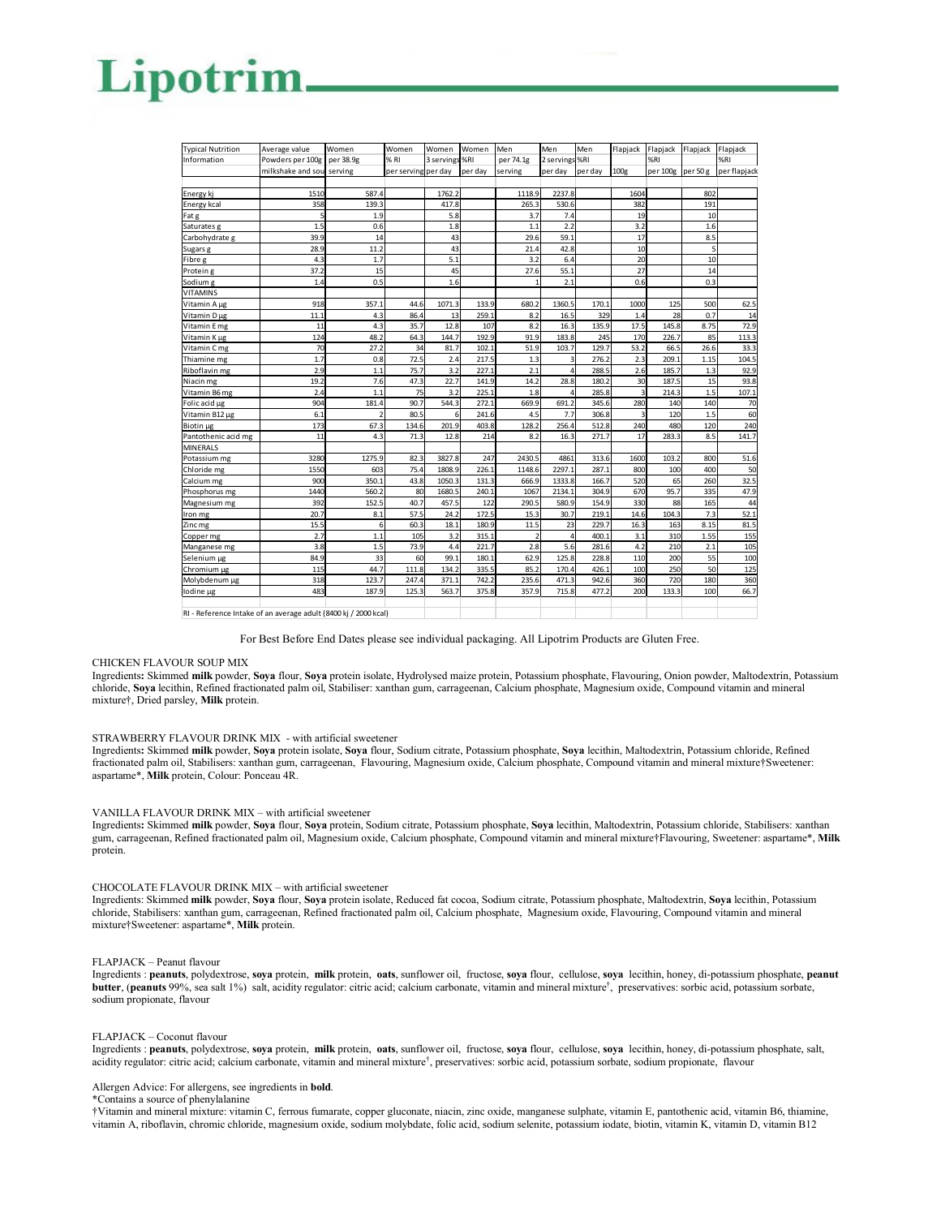# Lipotrim

| Typical Nutrition Information | Average value Powders per 100g milkshake and soup | Women per 38.9g serving | Women % RI per serving | Women 3 servings per day | Women %RI per day | Men per 74.1g serving | Men 2 servings per day | Men %RI per day | Flapjack 100g | Flapjack %RI per 100g | Flapjack per 50 g | Flapjack %RI per flapjack |
|---|---|---|---|---|---|---|---|---|---|---|---|---|
| Energy kj | 1510 | 587.4 | | 1762.2 | | 1118.9 | 2237.8 | | 1604 | | 802 | |
| Energy kcal | 358 | 139.3 | | 417.8 | | 265.3 | 530.6 | | 382 | | 191 | |
| Fat g | 5 | 1.9 | | 5.8 | | 3.7 | 7.4 | | 19 | | 10 | |
| Saturates g | 1.5 | 0.6 | | 1.8 | | 1.1 | 2.2 | | 3.2 | | 1.6 | |
| Carbohydrate g | 39.9 | 14 | | 43 | | 29.6 | 59.1 | | 17 | | 8.5 | |
| Sugars g | 28.9 | 11.2 | | 43 | | 21.4 | 42.8 | | 10 | | 5 | |
| Fibre g | 4.3 | 1.7 | | 5.1 | | 3.2 | 6.4 | | 20 | | 10 | |
| Protein g | 37.2 | 15 | | 45 | | 27.6 | 55.1 | | 27 | | 14 | |
| Sodium g | 1.4 | 0.5 | | 1.6 | | 1 | 2.1 | | 0.6 | | 0.3 | |
| VITAMINS | | | | | | | | | | | | |
| Vitamin A µg | 918 | 357.1 | 44.6 | 1071.3 | 133.9 | 680.2 | 1360.5 | 170.1 | 1000 | 125 | 500 | 62.5 |
| Vitamin D µg | 11.1 | 4.3 | 86.4 | 13 | 259.1 | 8.2 | 16.5 | 329 | 1.4 | 28 | 0.7 | 14 |
| Vitamin E mg | 11 | 4.3 | 35.7 | 12.8 | 107 | 8.2 | 16.3 | 135.9 | 17.5 | 145.8 | 8.75 | 72.9 |
| Vitamin K µg | 124 | 48.2 | 64.3 | 144.7 | 192.9 | 91.9 | 183.8 | 245 | 170 | 226.7 | 85 | 113.3 |
| Vitamin C mg | 70 | 27.2 | 34 | 81.7 | 102.1 | 51.9 | 103.7 | 129.7 | 53.2 | 66.5 | 26.6 | 33.3 |
| Thiamine mg | 1.7 | 0.8 | 72.5 | 2.4 | 217.5 | 1.3 | 3 | 276.2 | 2.3 | 209.1 | 1.15 | 104.5 |
| Riboflavin mg | 2.9 | 1.1 | 75.7 | 3.2 | 227.1 | 2.1 | 4 | 288.5 | 2.6 | 185.7 | 1.3 | 92.9 |
| Niacin mg | 19.2 | 7.6 | 47.3 | 22.7 | 141.9 | 14.2 | 28.8 | 180.2 | 30 | 187.5 | 15 | 93.8 |
| Vitamin B6 mg | 2.4 | 1.1 | 75 | 3.2 | 225.1 | 1.8 | 4 | 285.8 | 3 | 214.3 | 1.5 | 107.1 |
| Folic acid µg | 904 | 181.4 | 90.7 | 544.3 | 272.1 | 669.9 | 691.2 | 345.6 | 280 | 140 | 140 | 70 |
| Vitamin B12 µg | 6.1 | 2 | 80.5 | 6 | 241.6 | 4.5 | 7.7 | 306.8 | 3 | 120 | 1.5 | 60 |
| Biotin µg | 173 | 67.3 | 134.6 | 201.9 | 403.8 | 128.2 | 256.4 | 512.8 | 240 | 480 | 120 | 240 |
| Pantothenic acid mg | 11 | 4.3 | 71.3 | 12.8 | 214 | 8.2 | 16.3 | 271.7 | 17 | 283.3 | 8.5 | 141.7 |
| MINERALS | | | | | | | | | | | | |
| Potassium mg | 3280 | 1275.9 | 82.3 | 3827.8 | 247 | 2430.5 | 4861 | 313.6 | 1600 | 103.2 | 800 | 51.6 |
| Chloride mg | 1550 | 603 | 75.4 | 1808.9 | 226.1 | 1148.6 | 2297.1 | 287.1 | 800 | 100 | 400 | 50 |
| Calcium mg | 900 | 350.1 | 43.8 | 1050.3 | 131.3 | 666.9 | 1333.8 | 166.7 | 520 | 65 | 260 | 32.5 |
| Phosphorus mg | 1440 | 560.2 | 80 | 1680.5 | 240.1 | 1067 | 2134.1 | 304.9 | 670 | 95.7 | 335 | 47.9 |
| Magnesium mg | 392 | 152.5 | 40.7 | 457.5 | 122 | 290.5 | 580.9 | 154.9 | 330 | 88 | 165 | 44 |
| Iron mg | 20.7 | 8.1 | 57.5 | 24.2 | 172.5 | 15.3 | 30.7 | 219.1 | 14.6 | 104.3 | 7.3 | 52.1 |
| Zinc mg | 15.5 | 6 | 60.3 | 18.1 | 180.9 | 11.5 | 23 | 229.7 | 16.3 | 163 | 8.15 | 81.5 |
| Copper mg | 2.7 | 1.1 | 105 | 3.2 | 315.1 | 2 | 4 | 400.1 | 3.1 | 310 | 1.55 | 155 |
| Manganese mg | 3.8 | 1.5 | 73.9 | 4.4 | 221.7 | 2.8 | 5.6 | 281.6 | 4.2 | 210 | 2.1 | 105 |
| Selenium µg | 84.9 | 33 | 60 | 99.1 | 180.1 | 62.9 | 125.8 | 228.8 | 110 | 200 | 55 | 100 |
| Chromium µg | 115 | 44.7 | 111.8 | 134.2 | 335.5 | 85.2 | 170.4 | 426.1 | 100 | 250 | 50 | 125 |
| Molybdenum µg | 318 | 123.7 | 247.4 | 371.1 | 742.2 | 235.6 | 471.3 | 942.6 | 360 | 720 | 180 | 360 |
| Iodine µg | 483 | 187.9 | 125.3 | 563.7 | 375.8 | 357.9 | 715.8 | 477.2 | 200 | 133.3 | 100 | 66.7 |

RI - Reference Intake of an average adult (8400 kj / 2000 kcal)

For Best Before End Dates please see individual packaging. All Lipotrim Products are Gluten Free.

CHICKEN FLAVOUR SOUP MIX

Ingredients**:** Skimmed **milk** powder, **Soya** flour, **Soya** protein isolate, Hydrolysed maize protein, Potassium phosphate, Flavouring, Onion powder, Maltodextrin, Potassium chloride, **Soya** lecithin, Refined fractionated palm oil, Stabiliser: xanthan gum, carrageenan, Calcium phosphate, Magnesium oxide, Compound vitamin and mineral mixture†, Dried parsley, **Milk** protein.

STRAWBERRY FLAVOUR DRINK MIX - with artificial sweetener

Ingredients**:** Skimmed **milk** powder, **Soya** protein isolate, **Soya** flour, Sodium citrate, Potassium phosphate, **Soya** lecithin, Maltodextrin, Potassium chloride, Refined fractionated palm oil, Stabilisers: xanthan gum, carrageenan, Flavouring, Magnesium oxide, Calcium phosphate, Compound vitamin and mineral mixture†Sweetener: aspartame*, **Milk** protein, Colour: Ponceau 4R.

VANILLA FLAVOUR DRINK MIX – with artificial sweetener

Ingredients**:** Skimmed **milk** powder, **Soya** flour, **Soya** protein, Sodium citrate, Potassium phosphate, **Soya** lecithin, Maltodextrin, Potassium chloride, Stabilisers: xanthan gum, carrageenan, Refined fractionated palm oil, Magnesium oxide, Calcium phosphate, Compound vitamin and mineral mixture†Flavouring, Sweetener: aspartame*, **Milk** protein.

CHOCOLATE FLAVOUR DRINK MIX – with artificial sweetener

Ingredients: Skimmed **milk** powder, **Soya** flour, **Soya** protein isolate, Reduced fat cocoa, Sodium citrate, Potassium phosphate, Maltodextrin, **Soya** lecithin, Potassium chloride, Stabilisers: xanthan gum, carrageenan, Refined fractionated palm oil, Calcium phosphate, Magnesium oxide, Flavouring, Compound vitamin and mineral mixture†Sweetener: aspartame*, **Milk** protein.

FLAPJACK – Peanut flavour

Ingredients : **peanuts**, polydextrose, **soya** protein, **milk** protein, **oats**, sunflower oil, fructose, **soya** flour, cellulose, **soya** lecithin, honey, di-potassium phosphate, **peanut butter**, (**peanuts** 99%, sea salt 1%) salt, acidity regulator: citric acid; calcium carbonate, vitamin and mineral mixture†, preservatives: sorbic acid, potassium sorbate, sodium propionate, flavour

FLAPJACK – Coconut flavour

Ingredients : **peanuts**, polydextrose, **soya** protein, **milk** protein, **oats**, sunflower oil, fructose, **soya** flour, cellulose, **soya** lecithin, honey, di-potassium phosphate, salt, acidity regulator: citric acid; calcium carbonate, vitamin and mineral mixture†, preservatives: sorbic acid, potassium sorbate, sodium propionate, flavour

Allergen Advice: For allergens, see ingredients in **bold**.

*Contains a source of phenylalanine

†Vitamin and mineral mixture: vitamin C, ferrous fumarate, copper gluconate, niacin, zinc oxide, manganese sulphate, vitamin E, pantothenic acid, vitamin B6, thiamine, vitamin A, riboflavin, chromic chloride, magnesium oxide, sodium molybdate, folic acid, sodium selenite, potassium iodate, biotin, vitamin K, vitamin D, vitamin B12